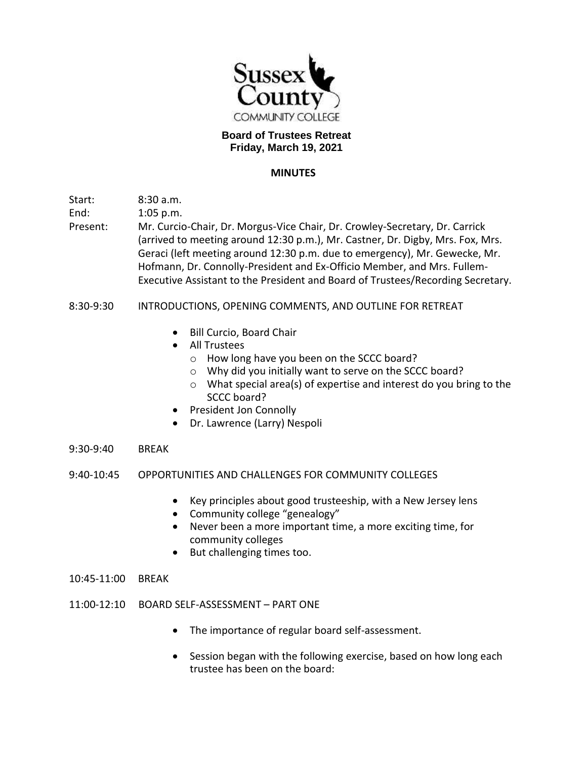Sussex County COMMUNITY COLLEGE

**Board of Trustees Retreat**
**Friday, March 19, 2021**

**MINUTES**

Start: 8:30 a.m.
End: 1:05 p.m.
Present: Mr. Curcio-Chair, Dr. Morgus-Vice Chair, Dr. Crowley-Secretary, Dr. Carrick (arrived to meeting around 12:30 p.m.), Mr. Castner, Dr. Digby, Mrs. Fox, Mrs. Geraci (left meeting around 12:30 p.m. due to emergency), Mr. Gewecke, Mr. Hofmann, Dr. Connolly-President and Ex-Officio Member, and Mrs. Fullem-Executive Assistant to the President and Board of Trustees/Recording Secretary.

8:30-9:30 INTRODUCTIONS, OPENING COMMENTS, AND OUTLINE FOR RETREAT

- Bill Curcio, Board Chair
- All Trustees
  - How long have you been on the SCCC board?
  - Why did you initially want to serve on the SCCC board?
  - What special area(s) of expertise and interest do you bring to the SCCC board?
- President Jon Connolly
- Dr. Lawrence (Larry) Nespoli

9:30-9:40 BREAK

9:40-10:45 OPPORTUNITIES AND CHALLENGES FOR COMMUNITY COLLEGES

- Key principles about good trusteeship, with a New Jersey lens
- Community college "genealogy"
- Never been a more important time, a more exciting time, for community colleges
- But challenging times too.

10:45-11:00 BREAK

11:00-12:10 BOARD SELF-ASSESSMENT – PART ONE

- The importance of regular board self-assessment.
- Session began with the following exercise, based on how long each trustee has been on the board: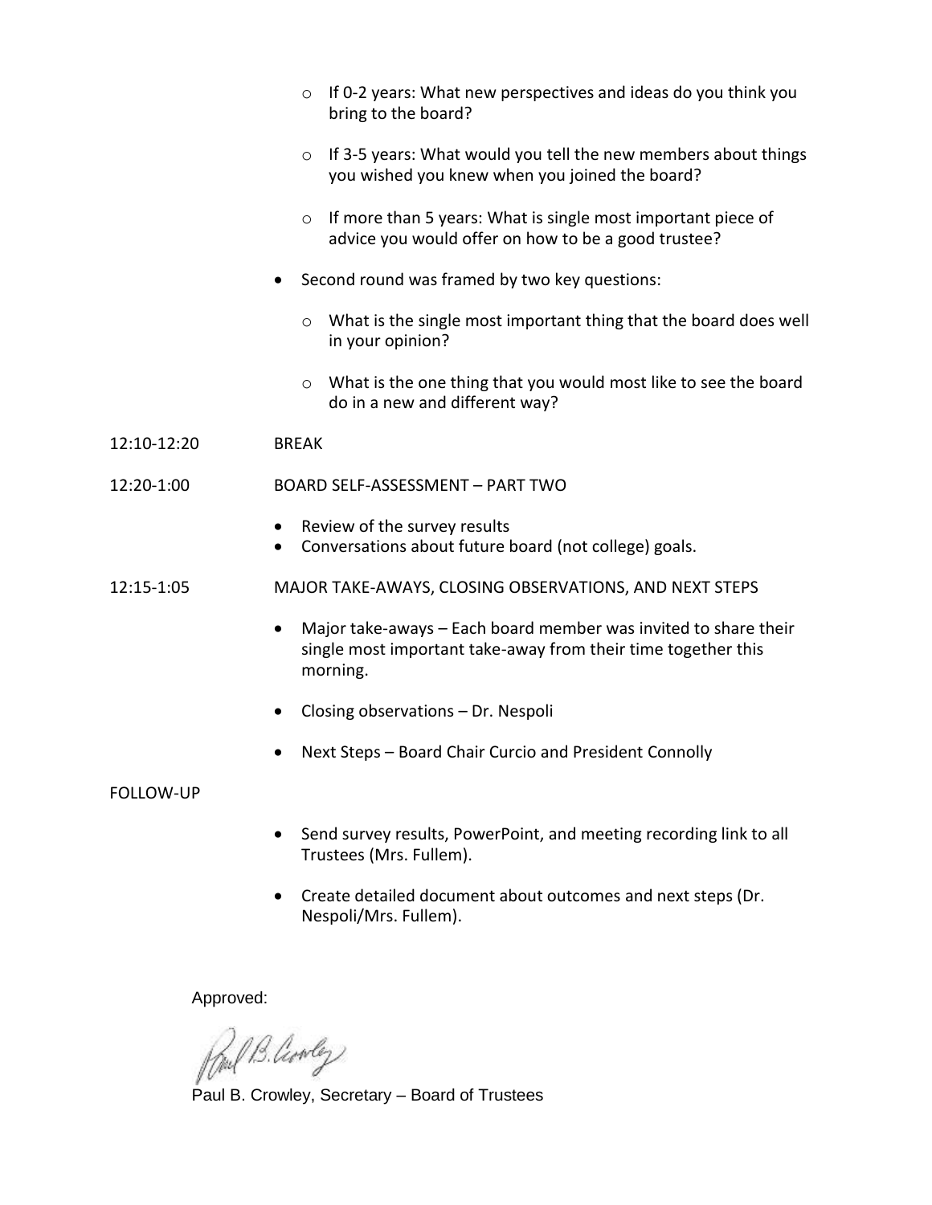- If 0-2 years: What new perspectives and ideas do you think you bring to the board?

   - If 3-5 years: What would you tell the new members about things you wished you knew when you joined the board?

   - If more than 5 years: What is single most important piece of advice you would offer on how to be a good trustee?

- Second round was framed by two key questions:

   - What is the single most important thing that the board does well in your opinion?

   - What is the one thing that you would most like to see the board do in a new and different way?

12:10-12:20 BREAK

12:20-1:00 BOARD SELF-ASSESSMENT – PART TWO

- Review of the survey results
- Conversations about future board (not college) goals.

12:15-1:05 MAJOR TAKE-AWAYS, CLOSING OBSERVATIONS, AND NEXT STEPS

- Major take-aways – Each board member was invited to share their single most important take-away from their time together this morning.

- Closing observations – Dr. Nespoli

- Next Steps – Board Chair Curcio and President Connolly

FOLLOW-UP

- Send survey results, PowerPoint, and meeting recording link to all Trustees (Mrs. Fullem).

- Create detailed document about outcomes and next steps (Dr. Nespoli/Mrs. Fullem).

Approved:

Paul B. Crowley

Paul B. Crowley, Secretary – Board of Trustees